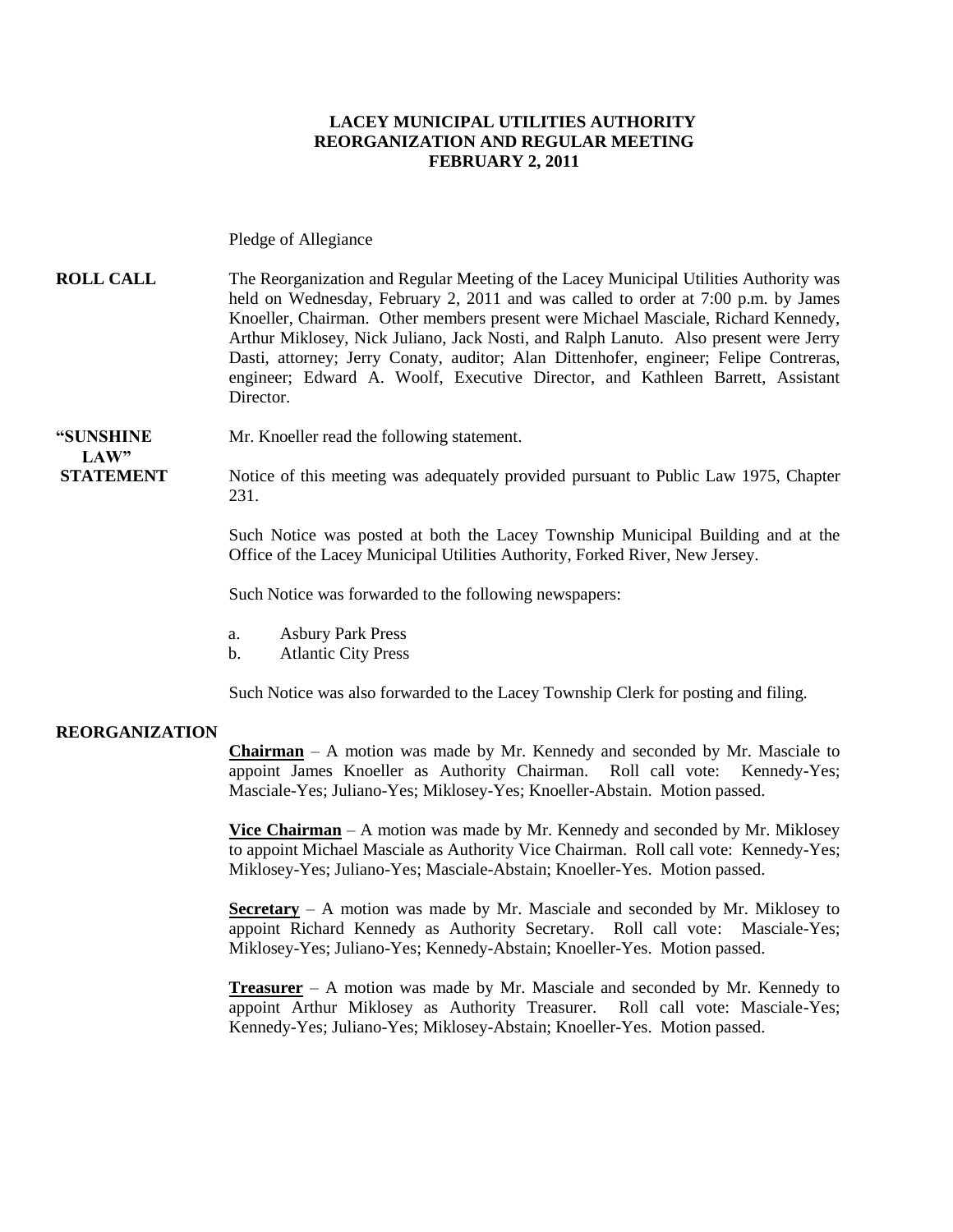**LACEY MUNICIPAL UTILITIES AUTHORITY**
**REORGANIZATION AND REGULAR MEETING**
**FEBRUARY 2, 2011**

Pledge of Allegiance

**ROLL CALL** The Reorganization and Regular Meeting of the Lacey Municipal Utilities Authority was held on Wednesday, February 2, 2011 and was called to order at 7:00 p.m. by James Knoeller, Chairman. Other members present were Michael Masciale, Richard Kennedy, Arthur Miklosey, Nick Juliano, Jack Nosti, and Ralph Lanuto. Also present were Jerry Dasti, attorney; Jerry Conaty, auditor; Alan Dittenhofer, engineer; Felipe Contreras, engineer; Edward A. Woolf, Executive Director, and Kathleen Barrett, Assistant Director.

**"SUNSHINE LAW" STATEMENT** Mr. Knoeller read the following statement.

Notice of this meeting was adequately provided pursuant to Public Law 1975, Chapter 231.

Such Notice was posted at both the Lacey Township Municipal Building and at the Office of the Lacey Municipal Utilities Authority, Forked River, New Jersey.

Such Notice was forwarded to the following newspapers:

a. Asbury Park Press
b. Atlantic City Press

Such Notice was also forwarded to the Lacey Township Clerk for posting and filing.

**REORGANIZATION**

**Chairman** – A motion was made by Mr. Kennedy and seconded by Mr. Masciale to appoint James Knoeller as Authority Chairman. Roll call vote: Kennedy-Yes; Masciale-Yes; Juliano-Yes; Miklosey-Yes; Knoeller-Abstain. Motion passed.

**Vice Chairman** – A motion was made by Mr. Kennedy and seconded by Mr. Miklosey to appoint Michael Masciale as Authority Vice Chairman. Roll call vote: Kennedy-Yes; Miklosey-Yes; Juliano-Yes; Masciale-Abstain; Knoeller-Yes. Motion passed.

**Secretary** – A motion was made by Mr. Masciale and seconded by Mr. Miklosey to appoint Richard Kennedy as Authority Secretary. Roll call vote: Masciale-Yes; Miklosey-Yes; Juliano-Yes; Kennedy-Abstain; Knoeller-Yes. Motion passed.

**Treasurer** – A motion was made by Mr. Masciale and seconded by Mr. Kennedy to appoint Arthur Miklosey as Authority Treasurer. Roll call vote: Masciale-Yes; Kennedy-Yes; Juliano-Yes; Miklosey-Abstain; Knoeller-Yes. Motion passed.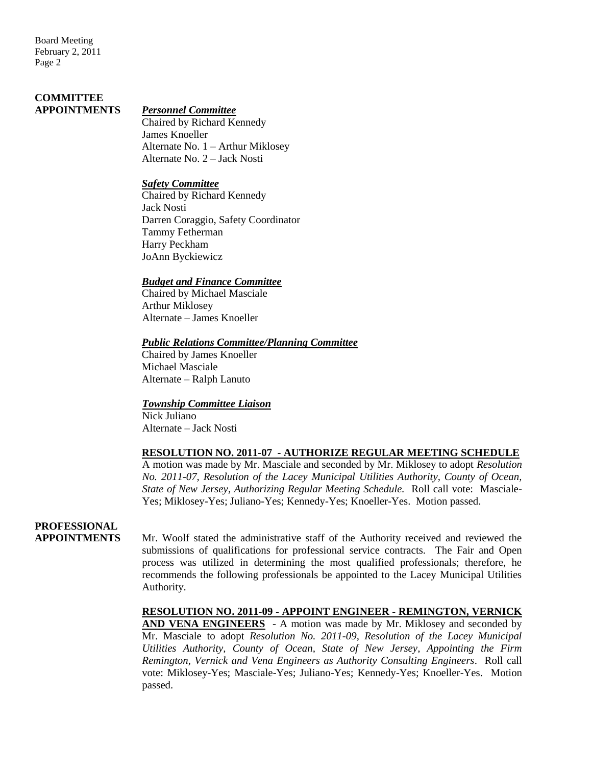## COMMITTEE APPOINTMENTS

***Personnel Committee***

Chaired by Richard Kennedy
James Knoeller
Alternate No. 1 – Arthur Miklosey
Alternate No. 2 – Jack Nosti

***Safety Committee***

Chaired by Richard Kennedy
Jack Nosti
Darren Coraggio, Safety Coordinator
Tammy Fetherman
Harry Peckham
JoAnn Byckiewicz

***Budget and Finance Committee***

Chaired by Michael Masciale
Arthur Miklosey
Alternate – James Knoeller

***Public Relations Committee/Planning Committee***

Chaired by James Knoeller
Michael Masciale
Alternate – Ralph Lanuto

***Township Committee Liaison***

Nick Juliano
Alternate – Jack Nosti

**RESOLUTION NO. 2011-07 - AUTHORIZE REGULAR MEETING SCHEDULE**

A motion was made by Mr. Masciale and seconded by Mr. Miklosey to adopt *Resolution No. 2011-07, Resolution of the Lacey Municipal Utilities Authority, County of Ocean, State of New Jersey, Authorizing Regular Meeting Schedule.* Roll call vote: Masciale-Yes; Miklosey-Yes; Juliano-Yes; Kennedy-Yes; Knoeller-Yes. Motion passed.

## PROFESSIONAL APPOINTMENTS

Mr. Woolf stated the administrative staff of the Authority received and reviewed the submissions of qualifications for professional service contracts. The Fair and Open process was utilized in determining the most qualified professionals; therefore, he recommends the following professionals be appointed to the Lacey Municipal Utilities Authority.

**RESOLUTION NO. 2011-09 - APPOINT ENGINEER - REMINGTON, VERNICK AND VENA ENGINEERS** - A motion was made by Mr. Miklosey and seconded by Mr. Masciale to adopt *Resolution No. 2011-09, Resolution of the Lacey Municipal Utilities Authority, County of Ocean, State of New Jersey, Appointing the Firm Remington, Vernick and Vena Engineers as Authority Consulting Engineers*. Roll call vote: Miklosey-Yes; Masciale-Yes; Juliano-Yes; Kennedy-Yes; Knoeller-Yes. Motion passed.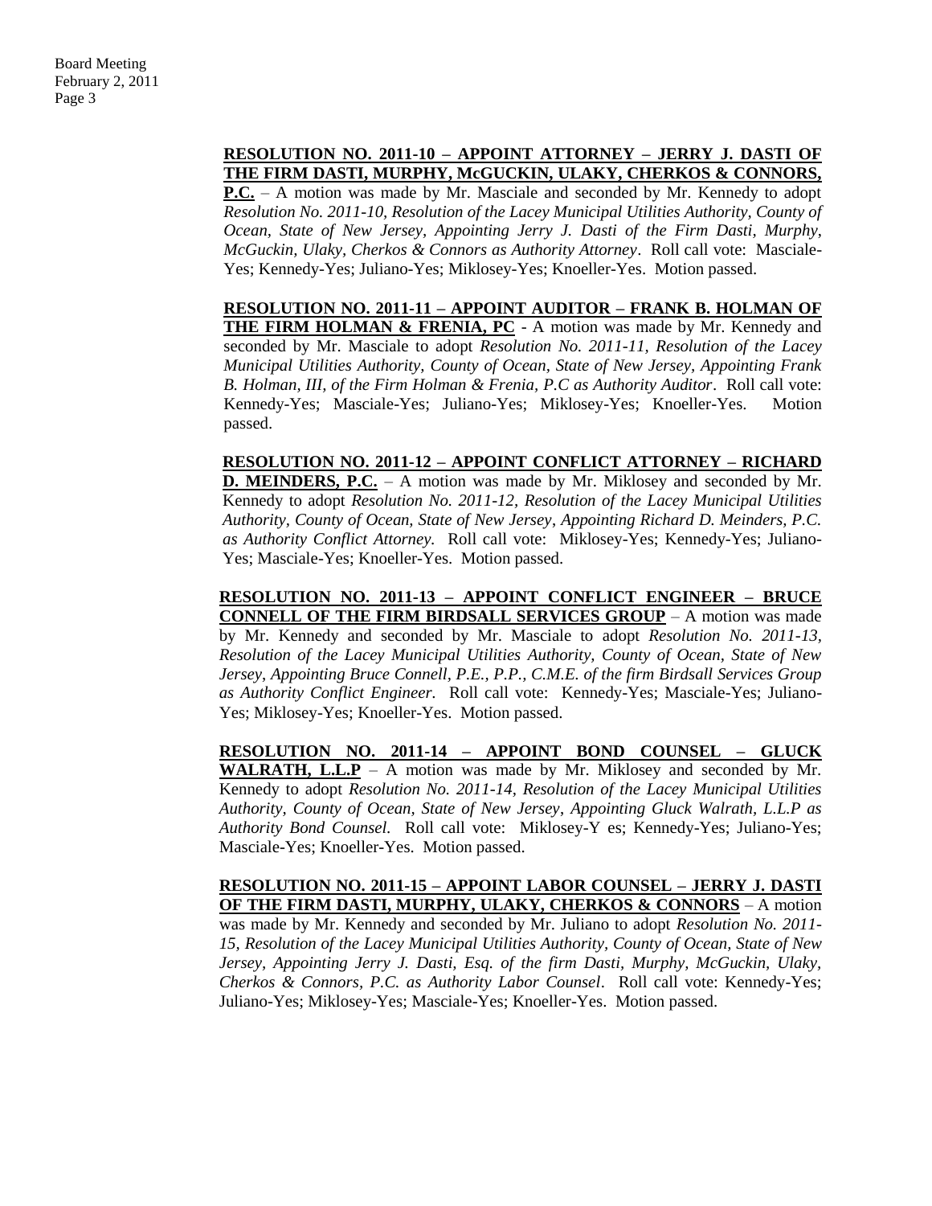**RESOLUTION NO. 2011-10 – APPOINT ATTORNEY – JERRY J. DASTI OF THE FIRM DASTI, MURPHY, McGUCKIN, ULAKY, CHERKOS & CONNORS, P.C.** – A motion was made by Mr. Masciale and seconded by Mr. Kennedy to adopt *Resolution No. 2011-10, Resolution of the Lacey Municipal Utilities Authority, County of Ocean, State of New Jersey, Appointing Jerry J. Dasti of the Firm Dasti, Murphy, McGuckin, Ulaky, Cherkos & Connors as Authority Attorney*. Roll call vote: Masciale-Yes; Kennedy-Yes; Juliano-Yes; Miklosey-Yes; Knoeller-Yes. Motion passed.

**RESOLUTION NO. 2011-11 – APPOINT AUDITOR – FRANK B. HOLMAN OF THE FIRM HOLMAN & FRENIA, PC** - A motion was made by Mr. Kennedy and seconded by Mr. Masciale to adopt *Resolution No. 2011-11, Resolution of the Lacey Municipal Utilities Authority, County of Ocean, State of New Jersey, Appointing Frank B. Holman, III, of the Firm Holman & Frenia, P.C as Authority Auditor*. Roll call vote: Kennedy-Yes; Masciale-Yes; Juliano-Yes; Miklosey-Yes; Knoeller-Yes. Motion passed.

**RESOLUTION NO. 2011-12 – APPOINT CONFLICT ATTORNEY – RICHARD D. MEINDERS, P.C.** – A motion was made by Mr. Miklosey and seconded by Mr. Kennedy to adopt *Resolution No. 2011-12, Resolution of the Lacey Municipal Utilities Authority, County of Ocean, State of New Jersey, Appointing Richard D. Meinders, P.C. as Authority Conflict Attorney.* Roll call vote: Miklosey-Yes; Kennedy-Yes; Juliano-Yes; Masciale-Yes; Knoeller-Yes. Motion passed.

**RESOLUTION NO. 2011-13 – APPOINT CONFLICT ENGINEER – BRUCE CONNELL OF THE FIRM BIRDSALL SERVICES GROUP** – A motion was made by Mr. Kennedy and seconded by Mr. Masciale to adopt *Resolution No. 2011-13, Resolution of the Lacey Municipal Utilities Authority, County of Ocean, State of New Jersey, Appointing Bruce Connell, P.E., P.P., C.M.E. of the firm Birdsall Services Group as Authority Conflict Engineer.* Roll call vote: Kennedy-Yes; Masciale-Yes; Juliano-Yes; Miklosey-Yes; Knoeller-Yes. Motion passed.

**RESOLUTION NO. 2011-14 – APPOINT BOND COUNSEL – GLUCK WALRATH, L.L.P** – A motion was made by Mr. Miklosey and seconded by Mr. Kennedy to adopt *Resolution No. 2011-14, Resolution of the Lacey Municipal Utilities Authority, County of Ocean, State of New Jersey, Appointing Gluck Walrath, L.L.P as Authority Bond Counsel.* Roll call vote: Miklosey-Y es; Kennedy-Yes; Juliano-Yes; Masciale-Yes; Knoeller-Yes. Motion passed.

**RESOLUTION NO. 2011-15 – APPOINT LABOR COUNSEL – JERRY J. DASTI OF THE FIRM DASTI, MURPHY, ULAKY, CHERKOS & CONNORS** – A motion was made by Mr. Kennedy and seconded by Mr. Juliano to adopt *Resolution No. 2011-15, Resolution of the Lacey Municipal Utilities Authority, County of Ocean, State of New Jersey, Appointing Jerry J. Dasti, Esq. of the firm Dasti, Murphy, McGuckin, Ulaky, Cherkos & Connors, P.C. as Authority Labor Counsel*. Roll call vote: Kennedy-Yes; Juliano-Yes; Miklosey-Yes; Masciale-Yes; Knoeller-Yes. Motion passed.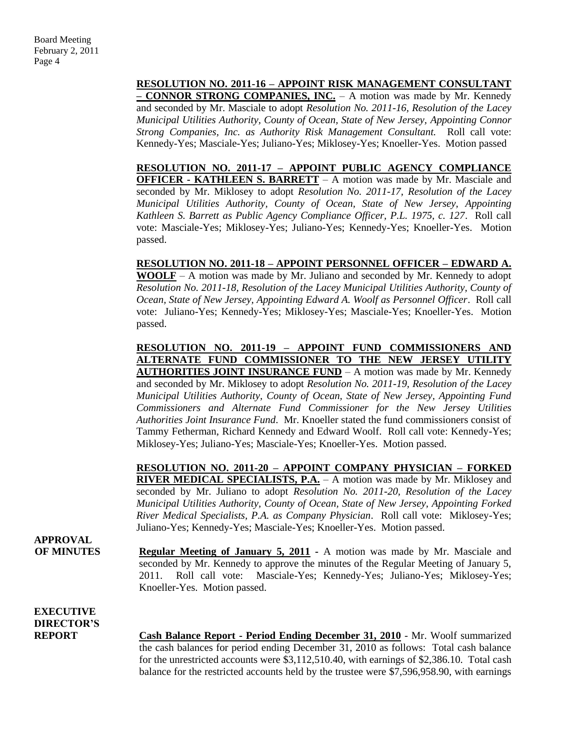**RESOLUTION NO. 2011-16 – APPOINT RISK MANAGEMENT CONSULTANT – CONNOR STRONG COMPANIES, INC.** – A motion was made by Mr. Kennedy and seconded by Mr. Masciale to adopt *Resolution No. 2011-16, Resolution of the Lacey Municipal Utilities Authority, County of Ocean, State of New Jersey, Appointing Connor Strong Companies, Inc. as Authority Risk Management Consultant.* Roll call vote: Kennedy-Yes; Masciale-Yes; Juliano-Yes; Miklosey-Yes; Knoeller-Yes. Motion passed

**RESOLUTION NO. 2011-17 – APPOINT PUBLIC AGENCY COMPLIANCE OFFICER - KATHLEEN S. BARRETT** – A motion was made by Mr. Masciale and seconded by Mr. Miklosey to adopt *Resolution No. 2011-17, Resolution of the Lacey Municipal Utilities Authority, County of Ocean, State of New Jersey, Appointing Kathleen S. Barrett as Public Agency Compliance Officer, P.L. 1975, c. 127*. Roll call vote: Masciale-Yes; Miklosey-Yes; Juliano-Yes; Kennedy-Yes; Knoeller-Yes. Motion passed.

**RESOLUTION NO. 2011-18 – APPOINT PERSONNEL OFFICER – EDWARD A. WOOLF** – A motion was made by Mr. Juliano and seconded by Mr. Kennedy to adopt *Resolution No. 2011-18, Resolution of the Lacey Municipal Utilities Authority, County of Ocean, State of New Jersey, Appointing Edward A. Woolf as Personnel Officer*. Roll call vote: Juliano-Yes; Kennedy-Yes; Miklosey-Yes; Masciale-Yes; Knoeller-Yes. Motion passed.

**RESOLUTION NO. 2011-19 – APPOINT FUND COMMISSIONERS AND ALTERNATE FUND COMMISSIONER TO THE NEW JERSEY UTILITY AUTHORITIES JOINT INSURANCE FUND** – A motion was made by Mr. Kennedy and seconded by Mr. Miklosey to adopt *Resolution No. 2011-19, Resolution of the Lacey Municipal Utilities Authority, County of Ocean, State of New Jersey, Appointing Fund Commissioners and Alternate Fund Commissioner for the New Jersey Utilities Authorities Joint Insurance Fund*. Mr. Knoeller stated the fund commissioners consist of Tammy Fetherman, Richard Kennedy and Edward Woolf. Roll call vote: Kennedy-Yes; Miklosey-Yes; Juliano-Yes; Masciale-Yes; Knoeller-Yes. Motion passed.

**RESOLUTION NO. 2011-20 – APPOINT COMPANY PHYSICIAN – FORKED RIVER MEDICAL SPECIALISTS, P.A.** – A motion was made by Mr. Miklosey and seconded by Mr. Juliano to adopt *Resolution No. 2011-20, Resolution of the Lacey Municipal Utilities Authority, County of Ocean, State of New Jersey, Appointing Forked River Medical Specialists, P.A. as Company Physician*. Roll call vote: Miklosey-Yes; Juliano-Yes; Kennedy-Yes; Masciale-Yes; Knoeller-Yes. Motion passed.

**APPROVAL OF MINUTES**

**Regular Meeting of January 5, 2011** - A motion was made by Mr. Masciale and seconded by Mr. Kennedy to approve the minutes of the Regular Meeting of January 5, 2011. Roll call vote: Masciale-Yes; Kennedy-Yes; Juliano-Yes; Miklosey-Yes; Knoeller-Yes. Motion passed.

**EXECUTIVE DIRECTOR'S REPORT**

**Cash Balance Report - Period Ending December 31, 2010** - Mr. Woolf summarized the cash balances for period ending December 31, 2010 as follows: Total cash balance for the unrestricted accounts were $3,112,510.40, with earnings of $2,386.10. Total cash balance for the restricted accounts held by the trustee were $7,596,958.90, with earnings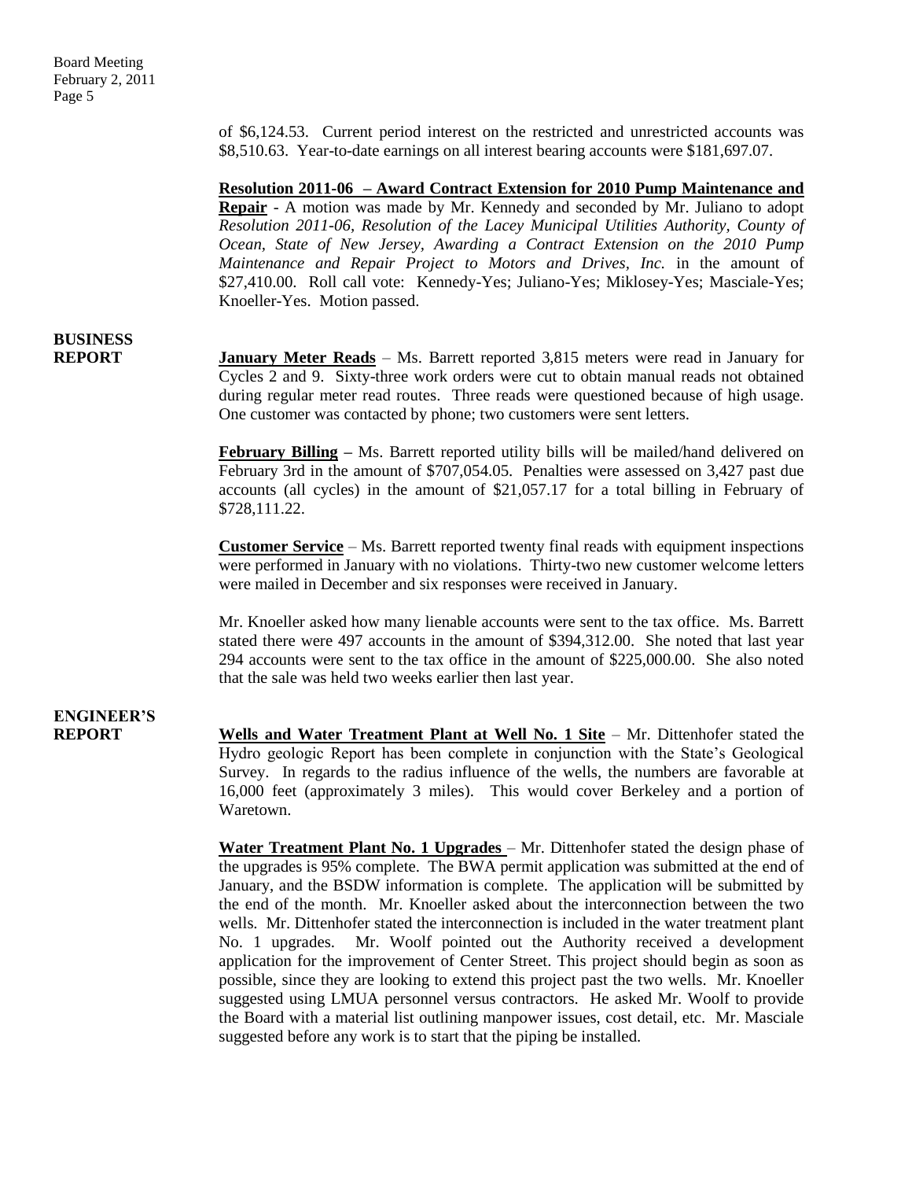of $6,124.53. Current period interest on the restricted and unrestricted accounts was $8,510.63. Year-to-date earnings on all interest bearing accounts were $181,697.07.

**Resolution 2011-06 – Award Contract Extension for 2010 Pump Maintenance and Repair** - A motion was made by Mr. Kennedy and seconded by Mr. Juliano to adopt *Resolution 2011-06, Resolution of the Lacey Municipal Utilities Authority, County of Ocean, State of New Jersey, Awarding a Contract Extension on the 2010 Pump Maintenance and Repair Project to Motors and Drives, Inc.* in the amount of $27,410.00. Roll call vote: Kennedy-Yes; Juliano-Yes; Miklosey-Yes; Masciale-Yes; Knoeller-Yes. Motion passed.

**BUSINESS REPORT**

**January Meter Reads** – Ms. Barrett reported 3,815 meters were read in January for Cycles 2 and 9. Sixty-three work orders were cut to obtain manual reads not obtained during regular meter read routes. Three reads were questioned because of high usage. One customer was contacted by phone; two customers were sent letters.

**February Billing –** Ms. Barrett reported utility bills will be mailed/hand delivered on February 3rd in the amount of $707,054.05. Penalties were assessed on 3,427 past due accounts (all cycles) in the amount of $21,057.17 for a total billing in February of $728,111.22.

**Customer Service** – Ms. Barrett reported twenty final reads with equipment inspections were performed in January with no violations. Thirty-two new customer welcome letters were mailed in December and six responses were received in January.

Mr. Knoeller asked how many lienable accounts were sent to the tax office. Ms. Barrett stated there were 497 accounts in the amount of $394,312.00. She noted that last year 294 accounts were sent to the tax office in the amount of $225,000.00. She also noted that the sale was held two weeks earlier then last year.

**ENGINEER'S REPORT**

**Wells and Water Treatment Plant at Well No. 1 Site** – Mr. Dittenhofer stated the Hydro geologic Report has been complete in conjunction with the State's Geological Survey. In regards to the radius influence of the wells, the numbers are favorable at 16,000 feet (approximately 3 miles). This would cover Berkeley and a portion of Waretown.

**Water Treatment Plant No. 1 Upgrades** – Mr. Dittenhofer stated the design phase of the upgrades is 95% complete. The BWA permit application was submitted at the end of January, and the BSDW information is complete. The application will be submitted by the end of the month. Mr. Knoeller asked about the interconnection between the two wells. Mr. Dittenhofer stated the interconnection is included in the water treatment plant No. 1 upgrades. Mr. Woolf pointed out the Authority received a development application for the improvement of Center Street. This project should begin as soon as possible, since they are looking to extend this project past the two wells. Mr. Knoeller suggested using LMUA personnel versus contractors. He asked Mr. Woolf to provide the Board with a material list outlining manpower issues, cost detail, etc. Mr. Masciale suggested before any work is to start that the piping be installed.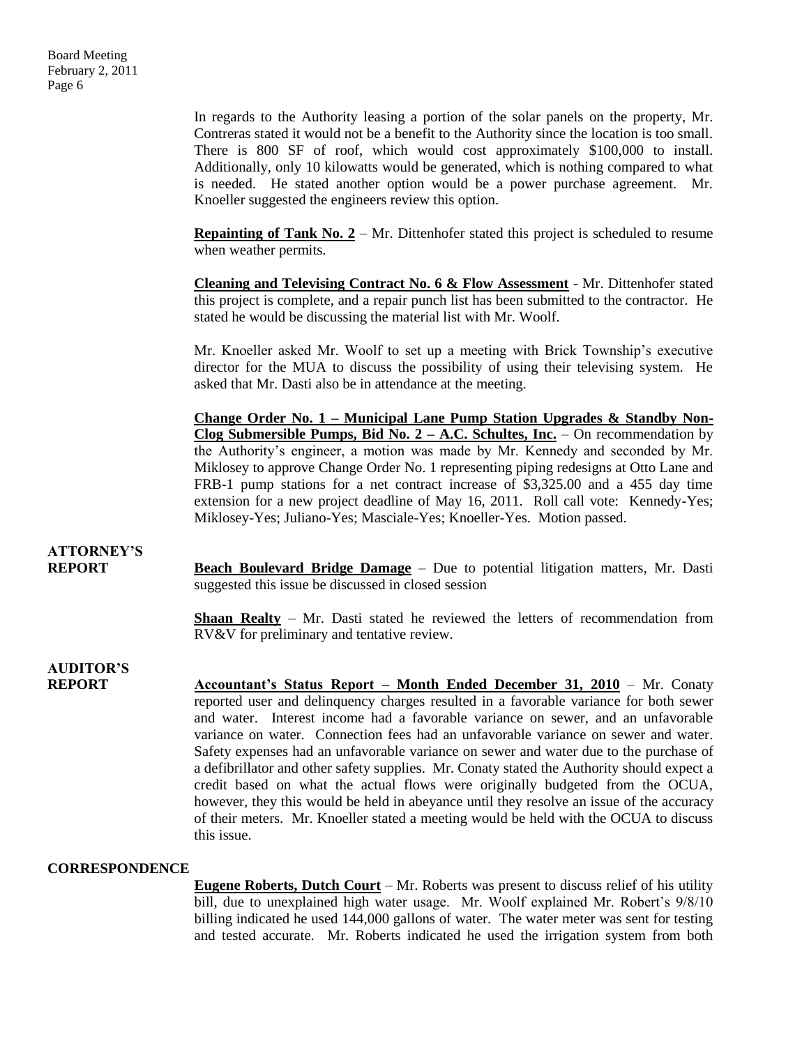In regards to the Authority leasing a portion of the solar panels on the property, Mr. Contreras stated it would not be a benefit to the Authority since the location is too small. There is 800 SF of roof, which would cost approximately $100,000 to install. Additionally, only 10 kilowatts would be generated, which is nothing compared to what is needed. He stated another option would be a power purchase agreement. Mr. Knoeller suggested the engineers review this option.

**Repainting of Tank No. 2** – Mr. Dittenhofer stated this project is scheduled to resume when weather permits.

**Cleaning and Televising Contract No. 6 & Flow Assessment** - Mr. Dittenhofer stated this project is complete, and a repair punch list has been submitted to the contractor. He stated he would be discussing the material list with Mr. Woolf.

Mr. Knoeller asked Mr. Woolf to set up a meeting with Brick Township's executive director for the MUA to discuss the possibility of using their televising system. He asked that Mr. Dasti also be in attendance at the meeting.

**Change Order No. 1 – Municipal Lane Pump Station Upgrades & Standby Non-Clog Submersible Pumps, Bid No. 2 – A.C. Schultes, Inc.** – On recommendation by the Authority's engineer, a motion was made by Mr. Kennedy and seconded by Mr. Miklosey to approve Change Order No. 1 representing piping redesigns at Otto Lane and FRB-1 pump stations for a net contract increase of $3,325.00 and a 455 day time extension for a new project deadline of May 16, 2011. Roll call vote: Kennedy-Yes; Miklosey-Yes; Juliano-Yes; Masciale-Yes; Knoeller-Yes. Motion passed.

**ATTORNEY'S REPORT**

**Beach Boulevard Bridge Damage** – Due to potential litigation matters, Mr. Dasti suggested this issue be discussed in closed session

**Shaan Realty** – Mr. Dasti stated he reviewed the letters of recommendation from RV&V for preliminary and tentative review.

**AUDITOR'S REPORT**

**Accountant's Status Report – Month Ended December 31, 2010** – Mr. Conaty reported user and delinquency charges resulted in a favorable variance for both sewer and water. Interest income had a favorable variance on sewer, and an unfavorable variance on water. Connection fees had an unfavorable variance on sewer and water. Safety expenses had an unfavorable variance on sewer and water due to the purchase of a defibrillator and other safety supplies. Mr. Conaty stated the Authority should expect a credit based on what the actual flows were originally budgeted from the OCUA, however, they this would be held in abeyance until they resolve an issue of the accuracy of their meters. Mr. Knoeller stated a meeting would be held with the OCUA to discuss this issue.

**CORRESPONDENCE**

**Eugene Roberts, Dutch Court** – Mr. Roberts was present to discuss relief of his utility bill, due to unexplained high water usage. Mr. Woolf explained Mr. Robert's 9/8/10 billing indicated he used 144,000 gallons of water. The water meter was sent for testing and tested accurate. Mr. Roberts indicated he used the irrigation system from both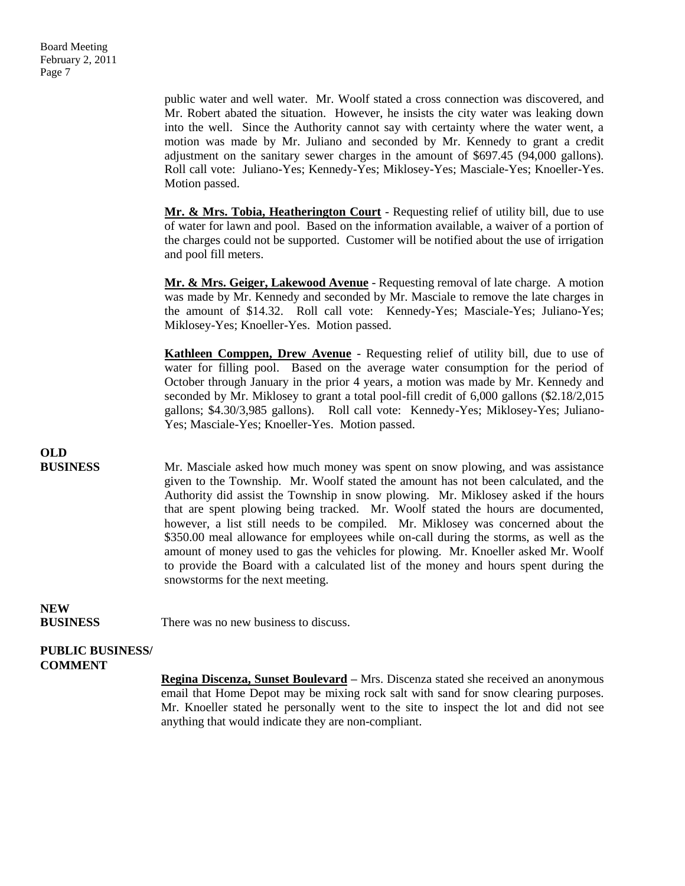public water and well water. Mr. Woolf stated a cross connection was discovered, and Mr. Robert abated the situation. However, he insists the city water was leaking down into the well. Since the Authority cannot say with certainty where the water went, a motion was made by Mr. Juliano and seconded by Mr. Kennedy to grant a credit adjustment on the sanitary sewer charges in the amount of $697.45 (94,000 gallons). Roll call vote: Juliano-Yes; Kennedy-Yes; Miklosey-Yes; Masciale-Yes; Knoeller-Yes. Motion passed.

**Mr. & Mrs. Tobia, Heatherington Court** - Requesting relief of utility bill, due to use of water for lawn and pool. Based on the information available, a waiver of a portion of the charges could not be supported. Customer will be notified about the use of irrigation and pool fill meters.

**Mr. & Mrs. Geiger, Lakewood Avenue** - Requesting removal of late charge. A motion was made by Mr. Kennedy and seconded by Mr. Masciale to remove the late charges in the amount of $14.32. Roll call vote: Kennedy-Yes; Masciale-Yes; Juliano-Yes; Miklosey-Yes; Knoeller-Yes. Motion passed.

**Kathleen Comppen, Drew Avenue** - Requesting relief of utility bill, due to use of water for filling pool. Based on the average water consumption for the period of October through January in the prior 4 years, a motion was made by Mr. Kennedy and seconded by Mr. Miklosey to grant a total pool-fill credit of 6,000 gallons ($2.18/2,015 gallons; $4.30/3,985 gallons). Roll call vote: Kennedy-Yes; Miklosey-Yes; Juliano-Yes; Masciale-Yes; Knoeller-Yes. Motion passed.

**OLD BUSINESS**

Mr. Masciale asked how much money was spent on snow plowing, and was assistance given to the Township. Mr. Woolf stated the amount has not been calculated, and the Authority did assist the Township in snow plowing. Mr. Miklosey asked if the hours that are spent plowing being tracked. Mr. Woolf stated the hours are documented, however, a list still needs to be compiled. Mr. Miklosey was concerned about the $350.00 meal allowance for employees while on-call during the storms, as well as the amount of money used to gas the vehicles for plowing. Mr. Knoeller asked Mr. Woolf to provide the Board with a calculated list of the money and hours spent during the snowstorms for the next meeting.

**NEW BUSINESS**

There was no new business to discuss.

**PUBLIC BUSINESS/ COMMENT**

**Regina Discenza, Sunset Boulevard** – Mrs. Discenza stated she received an anonymous email that Home Depot may be mixing rock salt with sand for snow clearing purposes. Mr. Knoeller stated he personally went to the site to inspect the lot and did not see anything that would indicate they are non-compliant.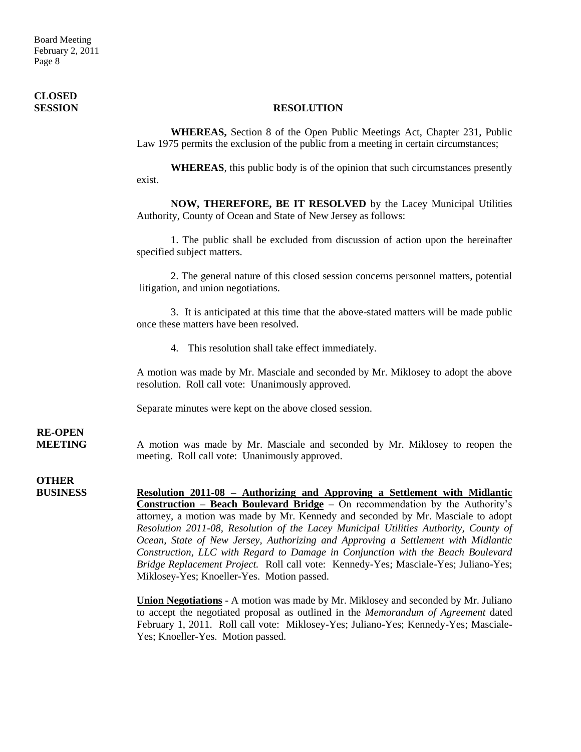**CLOSED SESSION**

**RESOLUTION**

**WHEREAS,** Section 8 of the Open Public Meetings Act, Chapter 231, Public Law 1975 permits the exclusion of the public from a meeting in certain circumstances;

**WHEREAS**, this public body is of the opinion that such circumstances presently exist.

**NOW, THEREFORE, BE IT RESOLVED** by the Lacey Municipal Utilities Authority, County of Ocean and State of New Jersey as follows:

1. The public shall be excluded from discussion of action upon the hereinafter specified subject matters.

2. The general nature of this closed session concerns personnel matters, potential litigation, and union negotiations.

3. It is anticipated at this time that the above-stated matters will be made public once these matters have been resolved.

4. This resolution shall take effect immediately.

A motion was made by Mr. Masciale and seconded by Mr. Miklosey to adopt the above resolution. Roll call vote: Unanimously approved.

Separate minutes were kept on the above closed session.

**RE-OPEN MEETING**

A motion was made by Mr. Masciale and seconded by Mr. Miklosey to reopen the meeting. Roll call vote: Unanimously approved.

**OTHER BUSINESS**

**Resolution 2011-08 – Authorizing and Approving a Settlement with Midlantic Construction – Beach Boulevard Bridge –** On recommendation by the Authority's attorney, a motion was made by Mr. Kennedy and seconded by Mr. Masciale to adopt *Resolution 2011-08, Resolution of the Lacey Municipal Utilities Authority, County of Ocean, State of New Jersey, Authorizing and Approving a Settlement with Midlantic Construction, LLC with Regard to Damage in Conjunction with the Beach Boulevard Bridge Replacement Project.* Roll call vote: Kennedy-Yes; Masciale-Yes; Juliano-Yes; Miklosey-Yes; Knoeller-Yes. Motion passed.

**Union Negotiations** - A motion was made by Mr. Miklosey and seconded by Mr. Juliano to accept the negotiated proposal as outlined in the *Memorandum of Agreement* dated February 1, 2011. Roll call vote: Miklosey-Yes; Juliano-Yes; Kennedy-Yes; Masciale-Yes; Knoeller-Yes. Motion passed.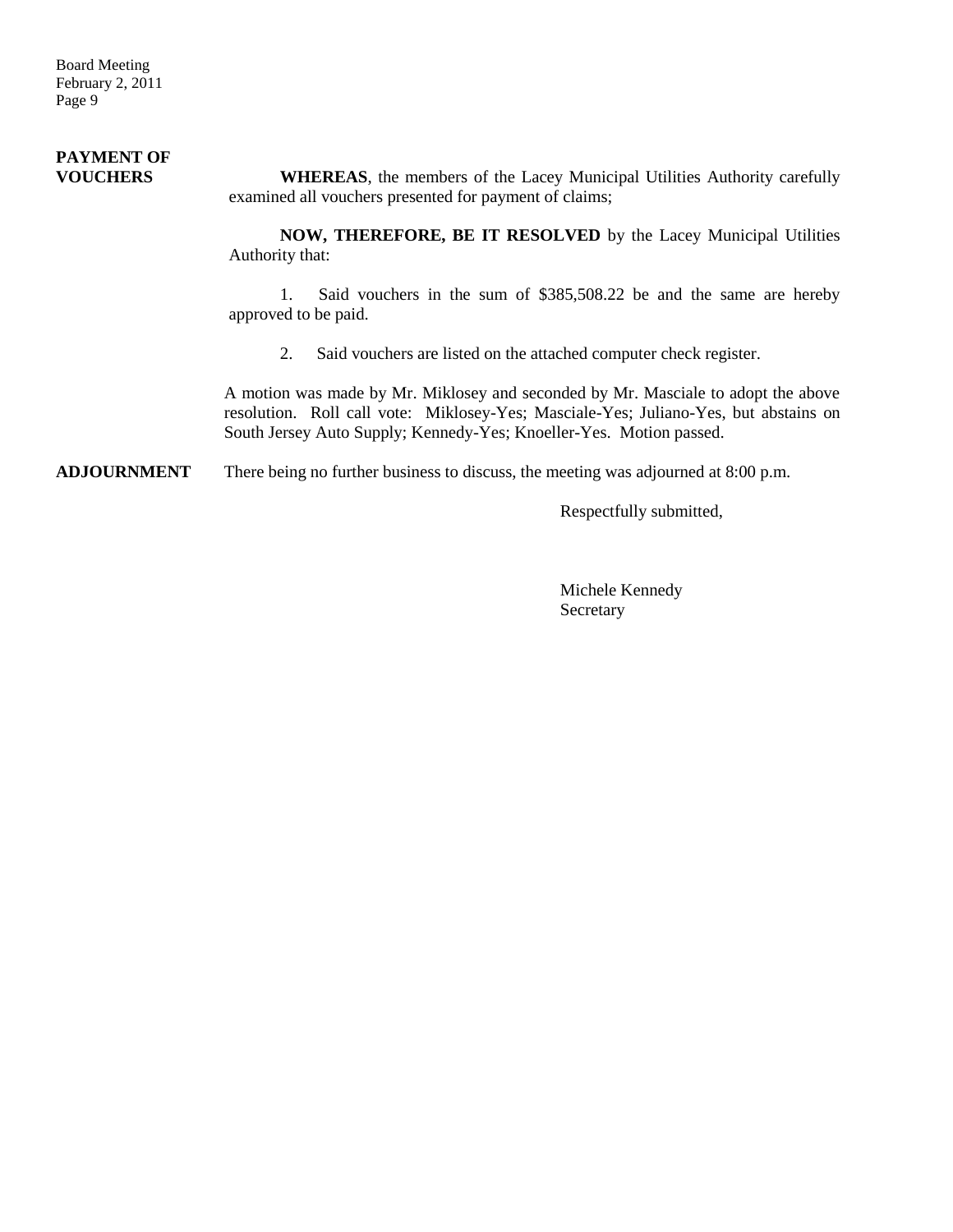**PAYMENT OF VOUCHERS**

**WHEREAS**, the members of the Lacey Municipal Utilities Authority carefully examined all vouchers presented for payment of claims;

**NOW, THEREFORE, BE IT RESOLVED** by the Lacey Municipal Utilities Authority that:

1. Said vouchers in the sum of $385,508.22 be and the same are hereby approved to be paid.

2. Said vouchers are listed on the attached computer check register.

A motion was made by Mr. Miklosey and seconded by Mr. Masciale to adopt the above resolution. Roll call vote: Miklosey-Yes; Masciale-Yes; Juliano-Yes, but abstains on South Jersey Auto Supply; Kennedy-Yes; Knoeller-Yes. Motion passed.

**ADJOURNMENT**

There being no further business to discuss, the meeting was adjourned at 8:00 p.m.

Respectfully submitted,

Michele Kennedy
Secretary